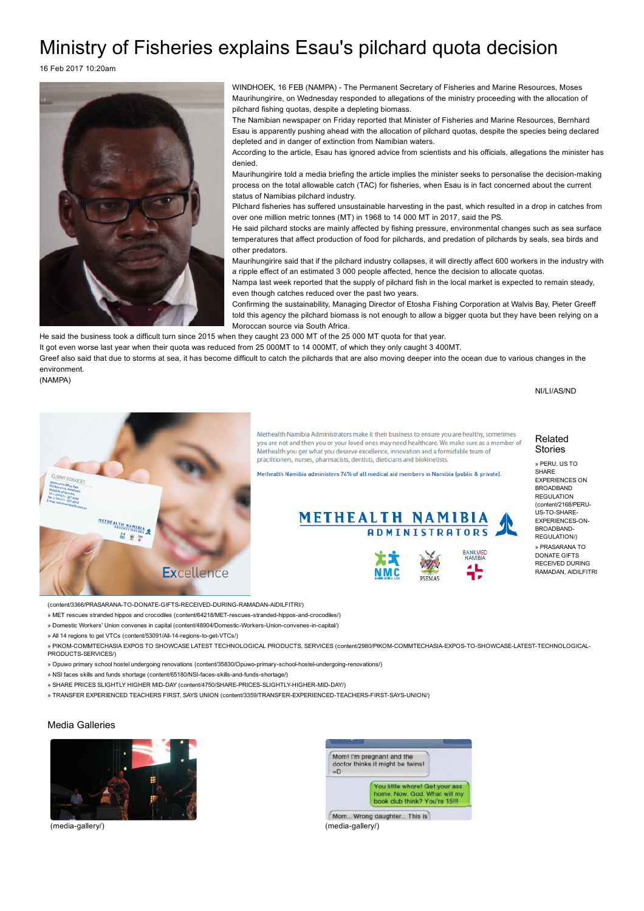# Ministry of Fisheries explains Esau's pilchard quota decision

16 Feb 2017 10:20am

WINDHOEK, 16 FEB (NAMPA) - The Permanent Secretary of Fisheries and Marine Resources, Moses Maurihungirire, on Wednesday responded to allegations of the ministry proceeding with the allocation of pilchard fishing quotas, despite a depleting biomass.

The Namibian newspaper on Friday reported that Minister of Fisheries and Marine Resources, Bernhard Esau is apparently pushing ahead with the allocation of pilchard quotas, despite the species being declared depleted and in danger of extinction from Namibian waters.

According to the article, Esau has ignored advice from scientists and his officials, allegations the minister has denied.

Maurihungirire told a media briefing the article implies the minister seeks to personalise the decision-making process on the total allowable catch (TAC) for fisheries, when Esau is in fact concerned about the current status of Namibias pilchard industry.

Pilchard fisheries has suffered unsustainable harvesting in the past, which resulted in a drop in catches from over one million metric tonnes (MT) in 1968 to 14 000 MT in 2017, said the PS.

He said pilchard stocks are mainly affected by fishing pressure, environmental changes such as sea surface temperatures that affect production of food for pilchards, and predation of pilchards by seals, sea birds and other predators.

Maurihungirire said that if the pilchard industry collapses, it will directly affect 600 workers in the industry with a ripple effect of an estimated 3 000 people affected, hence the decision to allocate quotas.

Nampa last week reported that the supply of pilchard fish in the local market is expected to remain steady, even though catches reduced over the past two years.

Confirming the sustainability, Managing Director of Etosha Fishing Corporation at Walvis Bay, Pieter Greeff told this agency the pilchard biomass is not enough to allow a bigger quota but they have been relying on a Moroccan source via South Africa.

He said the business took a difficult turn since 2015 when they caught 23 000 MT of the 25 000 MT quota for that year.

It got even worse last year when their quota was reduced from 25 000MT to 14 000MT, of which they only caught 3 400MT.

Greef also said that due to storms at sea, it has become difficult to catch the pilchards that are also moving deeper into the ocean due to various changes in the environment.

(NAMPA)

NI/LI/AS/ND

Methealth Namibia Administrators make it their business to ensure you are healthy, sometimes you are not and then you or your loved ones may need healthcare. We make sure as a member of Methealth you get what you deserve excellence, innovation and a formidable team of practitioners, nurses, pharmacists, dentists, dieticians and biokinetists.

Methealth Namibia administers 74% of all medical aid members in Namibia (public & private).

METHEALTH NAMIBIA ADMINISTRATORS

## Related Stories

- » PERU, US TO SHARE EXPERIENCES ON BROADBAND REGULATION (content/2168/PERU-US-TO-SHARE-EXPERIENCES-ON-BROADBAND-REGULATION/)
- » PRASARANA TO DONATE GIFTS RECEIVED DURING RAMADAN, AIDILFITRI (content/3366/PRASARANA-TO-DONATE-GIFTS-RECEIVED-DURING-RAMADAN-AIDILFITRI/)
- » MET rescues stranded hippos and crocodiles (content/64218/MET-rescues-stranded-hippos-and-crocodiles/)
- » Domestic Workers' Union convenes in capital (content/48904/Domestic-Workers-Union-convenes-in-capital/)
- » All 14 regions to get VTCs (content/53091/All-14-regions-to-get-VTCs/)
- » PIKOM-COMMTECHASIA EXPOS TO SHOWCASE LATEST TECHNOLOGICAL PRODUCTS, SERVICES (content/2980/PIKOM-COMMTECHASIA-EXPOS-TO-SHOWCASE-LATEST-TECHNOLOGICAL-PRODUCTS-SERVICES/)
- » Opuwo primary school hostel undergoing renovations (content/35830/Opuwo-primary-school-hostel-undergoing-renovations/)
- » NSI faces skills and funds shortage (content/65180/NSI-faces-skills-and-funds-shortage/)
- » SHARE PRICES SLIGHTLY HIGHER MID-DAY (content/4750/SHARE-PRICES-SLIGHTLY-HIGHER-MID-DAY/)
- » TRANSFER EXPERIENCED TEACHERS FIRST, SAYS UNION (content/3359/TRANSFER-EXPERIENCED-TEACHERS-FIRST-SAYS-UNION/)

## Media Galleries

(media-gallery/)

(media-gallery/)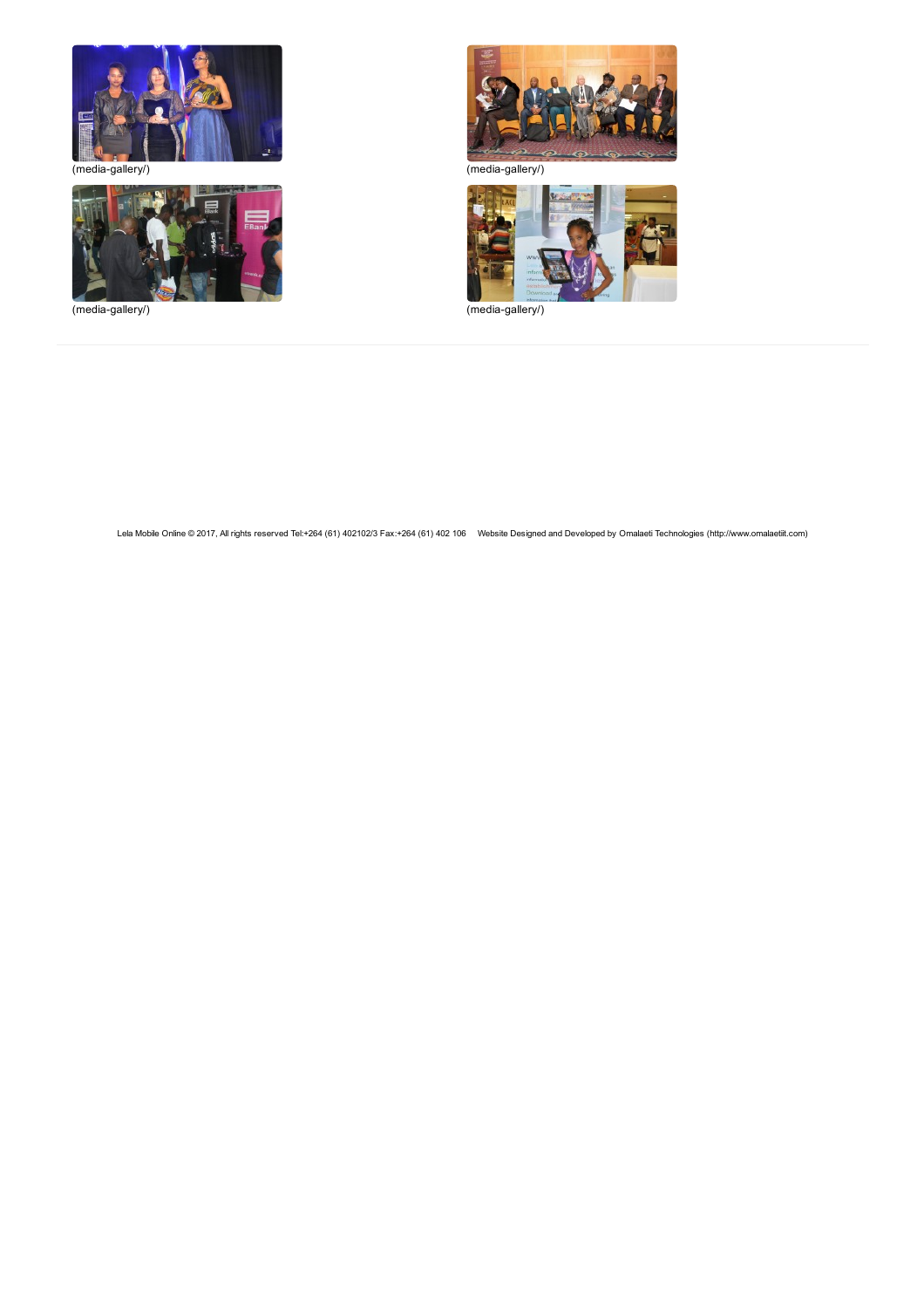(media-gallery/)

(media-gallery/)

(media-gallery/)

(media-gallery/)

Lela Mobile Online © 2017, All rights reserved Tel:+264 (61) 402102/3 Fax:+264 (61) 402 106 Website Designed and Developed by Omalaeti Technologies (http://www.omalaetiit.com)